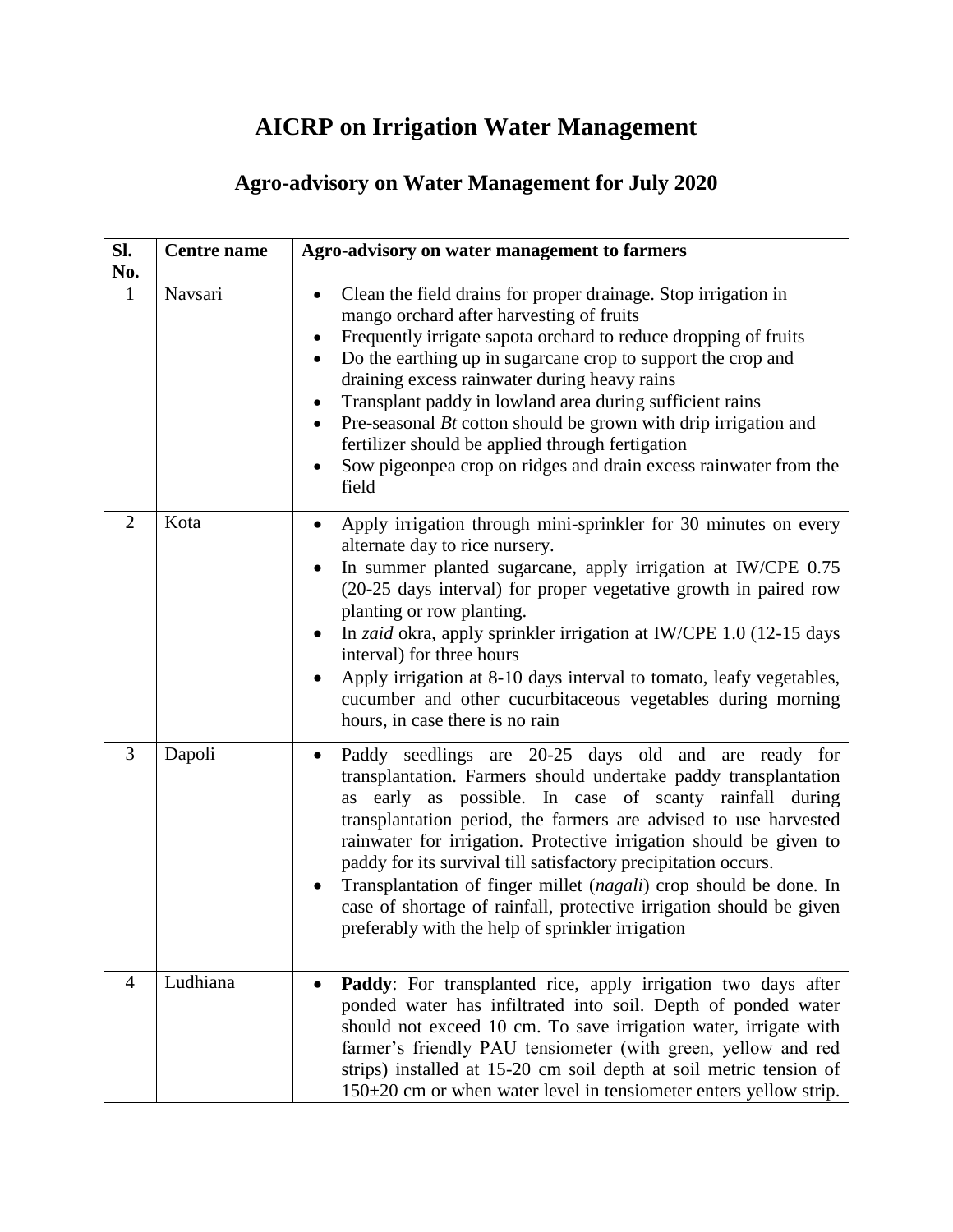# AICRP on Irrigation Water Management

## Agro-advisory on Water Management for July 2020

| Sl. No. | Centre name | Agro-advisory on water management to farmers |
|---|---|---|
| 1 | Navsari | • Clean the field drains for proper drainage. Stop irrigation in mango orchard after harvesting of fruits<br>• Frequently irrigate sapota orchard to reduce dropping of fruits<br>• Do the earthing up in sugarcane crop to support the crop and draining excess rainwater during heavy rains<br>• Transplant paddy in lowland area during sufficient rains<br>• Pre-seasonal *Bt* cotton should be grown with drip irrigation and fertilizer should be applied through fertigation<br>• Sow pigeonpea crop on ridges and drain excess rainwater from the field |
| 2 | Kota | • Apply irrigation through mini-sprinkler for 30 minutes on every alternate day to rice nursery.<br>• In summer planted sugarcane, apply irrigation at IW/CPE 0.75 (20-25 days interval) for proper vegetative growth in paired row planting or row planting.<br>• In *zaid* okra, apply sprinkler irrigation at IW/CPE 1.0 (12-15 days interval) for three hours<br>• Apply irrigation at 8-10 days interval to tomato, leafy vegetables, cucumber and other cucurbitaceous vegetables during morning hours, in case there is no rain |
| 3 | Dapoli | • Paddy seedlings are 20-25 days old and are ready for transplantation. Farmers should undertake paddy transplantation as early as possible. In case of scanty rainfall during transplantation period, the farmers are advised to use harvested rainwater for irrigation. Protective irrigation should be given to paddy for its survival till satisfactory precipitation occurs.<br>• Transplantation of finger millet (*nagali*) crop should be done. In case of shortage of rainfall, protective irrigation should be given preferably with the help of sprinkler irrigation |
| 4 | Ludhiana | • **Paddy**: For transplanted rice, apply irrigation two days after ponded water has infiltrated into soil. Depth of ponded water should not exceed 10 cm. To save irrigation water, irrigate with farmer's friendly PAU tensiometer (with green, yellow and red strips) installed at 15-20 cm soil depth at soil metric tension of 150±20 cm or when water level in tensiometer enters yellow strip. |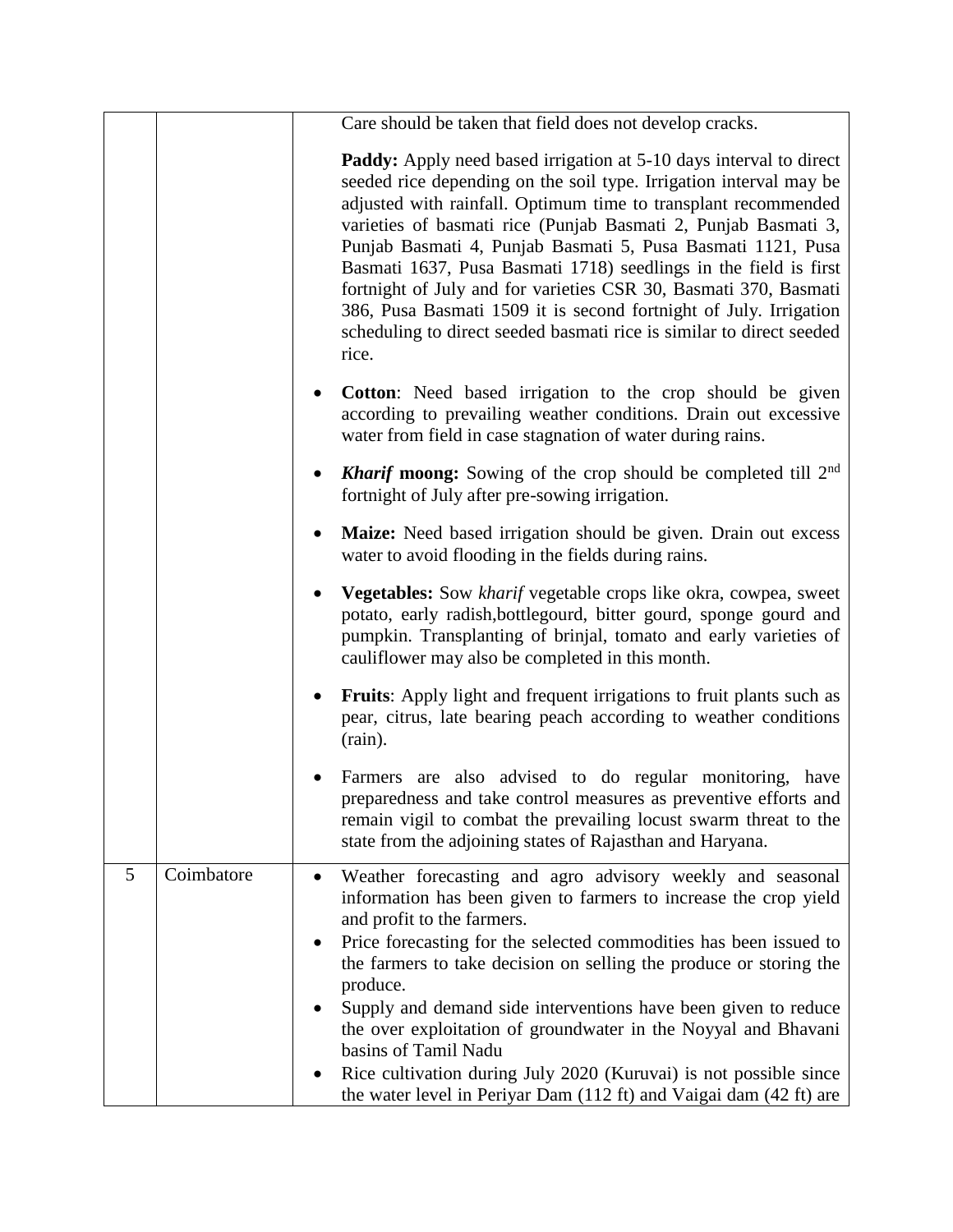| | | |
|---|---|---|
| | | Care should be taken that field does not develop cracks.<br><br>**Paddy:** Apply need based irrigation at 5-10 days interval to direct seeded rice depending on the soil type. Irrigation interval may be adjusted with rainfall. Optimum time to transplant recommended varieties of basmati rice (Punjab Basmati 2, Punjab Basmati 3, Punjab Basmati 4, Punjab Basmati 5, Pusa Basmati 1121, Pusa Basmati 1637, Pusa Basmati 1718) seedlings in the field is first fortnight of July and for varieties CSR 30, Basmati 370, Basmati 386, Pusa Basmati 1509 it is second fortnight of July. Irrigation scheduling to direct seeded basmati rice is similar to direct seeded rice.<br><br>• **Cotton**: Need based irrigation to the crop should be given according to prevailing weather conditions. Drain out excessive water from field in case stagnation of water during rains.<br><br>• ***Kharif* moong:** Sowing of the crop should be completed till 2nd fortnight of July after pre-sowing irrigation.<br><br>• **Maize:** Need based irrigation should be given. Drain out excess water to avoid flooding in the fields during rains.<br><br>• **Vegetables:** Sow *kharif* vegetable crops like okra, cowpea, sweet potato, early radish,bottlegourd, bitter gourd, sponge gourd and pumpkin. Transplanting of brinjal, tomato and early varieties of cauliflower may also be completed in this month.<br><br>• **Fruits**: Apply light and frequent irrigations to fruit plants such as pear, citrus, late bearing peach according to weather conditions (rain).<br><br>• Farmers are also advised to do regular monitoring, have preparedness and take control measures as preventive efforts and remain vigil to combat the prevailing locust swarm threat to the state from the adjoining states of Rajasthan and Haryana. |
| 5 | Coimbatore | • Weather forecasting and agro advisory weekly and seasonal information has been given to farmers to increase the crop yield and profit to the farmers.<br>• Price forecasting for the selected commodities has been issued to the farmers to take decision on selling the produce or storing the produce.<br>• Supply and demand side interventions have been given to reduce the over exploitation of groundwater in the Noyyal and Bhavani basins of Tamil Nadu<br>• Rice cultivation during July 2020 (Kuruvai) is not possible since the water level in Periyar Dam (112 ft) and Vaigai dam (42 ft) are |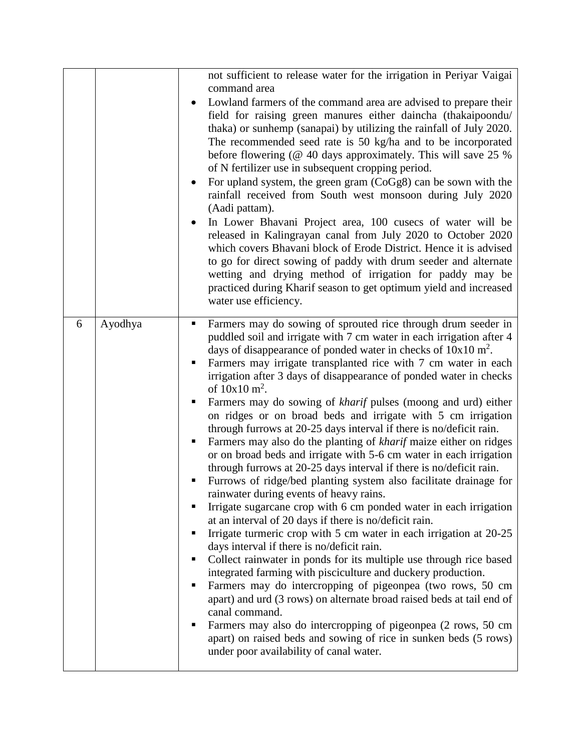| | | |
|---|---|---|
| | | not sufficient to release water for the irrigation in Periyar Vaigai command area<br>• Lowland farmers of the command area are advised to prepare their field for raising green manures either daincha (thakaipoondu/ thaka) or sunhemp (sanapai) by utilizing the rainfall of July 2020. The recommended seed rate is 50 kg/ha and to be incorporated before flowering (@ 40 days approximately. This will save 25 % of N fertilizer use in subsequent cropping period.<br>• For upland system, the green gram (CoGg8) can be sown with the rainfall received from South west monsoon during July 2020 (Aadi pattam).<br>• In Lower Bhavani Project area, 100 cusecs of water will be released in Kalingrayan canal from July 2020 to October 2020 which covers Bhavani block of Erode District. Hence it is advised to go for direct sowing of paddy with drum seeder and alternate wetting and drying method of irrigation for paddy may be practiced during Kharif season to get optimum yield and increased water use efficiency. |
| 6 | Ayodhya | ▪ Farmers may do sowing of sprouted rice through drum seeder in puddled soil and irrigate with 7 cm water in each irrigation after 4 days of disappearance of ponded water in checks of 10x10 $m^2$.<br>▪ Farmers may irrigate transplanted rice with 7 cm water in each irrigation after 3 days of disappearance of ponded water in checks of 10x10 $m^2$.<br>▪ Farmers may do sowing of *kharif* pulses (moong and urd) either on ridges or on broad beds and irrigate with 5 cm irrigation through furrows at 20-25 days interval if there is no/deficit rain.<br>▪ Farmers may also do the planting of *kharif* maize either on ridges or on broad beds and irrigate with 5-6 cm water in each irrigation through furrows at 20-25 days interval if there is no/deficit rain.<br>▪ Furrows of ridge/bed planting system also facilitate drainage for rainwater during events of heavy rains.<br>▪ Irrigate sugarcane crop with 6 cm ponded water in each irrigation at an interval of 20 days if there is no/deficit rain.<br>▪ Irrigate turmeric crop with 5 cm water in each irrigation at 20-25 days interval if there is no/deficit rain.<br>▪ Collect rainwater in ponds for its multiple use through rice based integrated farming with pisciculture and duckery production.<br>▪ Farmers may do intercropping of pigeonpea (two rows, 50 cm apart) and urd (3 rows) on alternate broad raised beds at tail end of canal command.<br>▪ Farmers may also do intercropping of pigeonpea (2 rows, 50 cm apart) on raised beds and sowing of rice in sunken beds (5 rows) under poor availability of canal water. |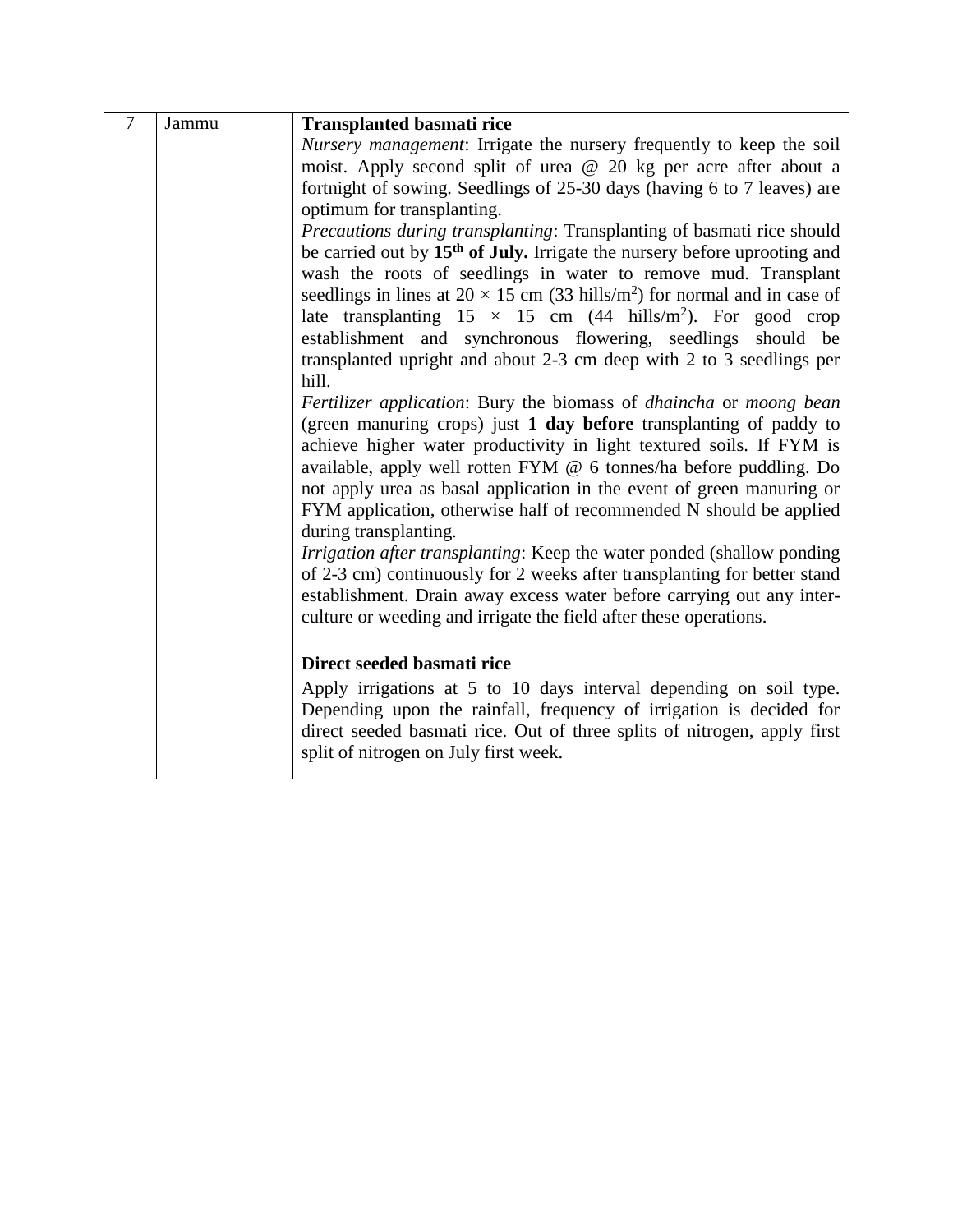| | | |
|---|---|---|
| 7 | Jammu | **Transplanted basmati rice**<br>*Nursery management*: Irrigate the nursery frequently to keep the soil moist. Apply second split of urea @ 20 kg per acre after about a fortnight of sowing. Seedlings of 25-30 days (having 6 to 7 leaves) are optimum for transplanting.<br>*Precautions during transplanting*: Transplanting of basmati rice should be carried out by **15th of July.** Irrigate the nursery before uprooting and wash the roots of seedlings in water to remove mud. Transplant seedlings in lines at 20 × 15 cm (33 hills/$m^2$) for normal and in case of late transplanting 15 × 15 cm (44 hills/$m^2$). For good crop establishment and synchronous flowering, seedlings should be transplanted upright and about 2-3 cm deep with 2 to 3 seedlings per hill.<br>*Fertilizer application*: Bury the biomass of *dhaincha* or *moong bean* (green manuring crops) just **1 day before** transplanting of paddy to achieve higher water productivity in light textured soils. If FYM is available, apply well rotten FYM @ 6 tonnes/ha before puddling. Do not apply urea as basal application in the event of green manuring or FYM application, otherwise half of recommended N should be applied during transplanting.<br>*Irrigation after transplanting*: Keep the water ponded (shallow ponding of 2-3 cm) continuously for 2 weeks after transplanting for better stand establishment. Drain away excess water before carrying out any inter-culture or weeding and irrigate the field after these operations.<br><br>**Direct seeded basmati rice**<br>Apply irrigations at 5 to 10 days interval depending on soil type. Depending upon the rainfall, frequency of irrigation is decided for direct seeded basmati rice. Out of three splits of nitrogen, apply first split of nitrogen on July first week. |